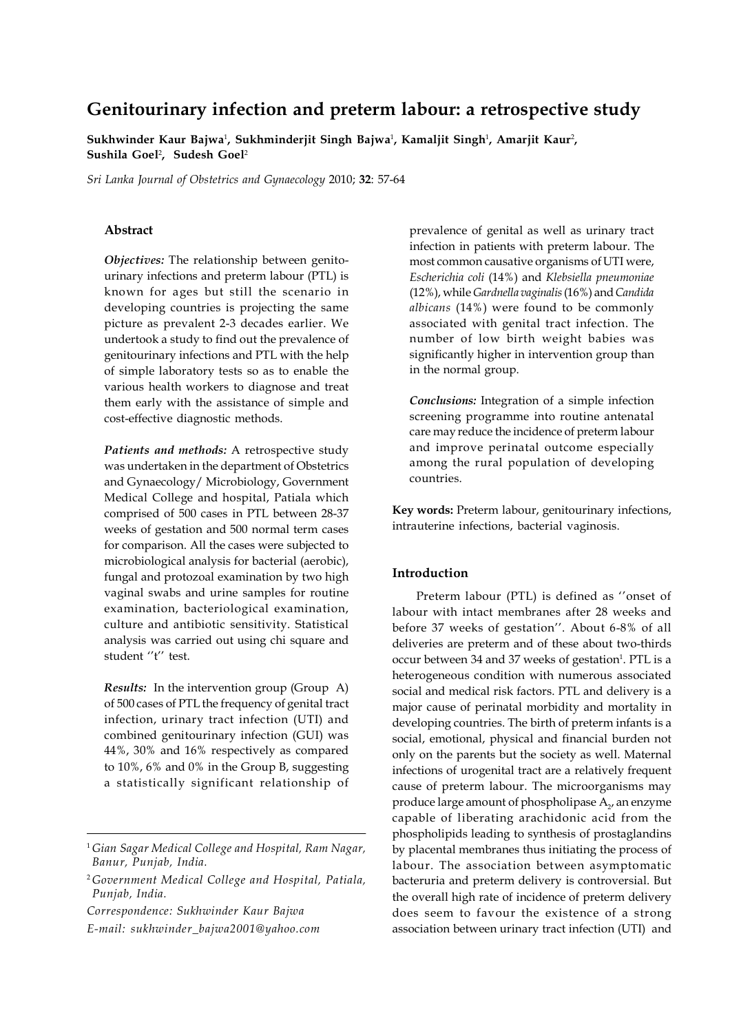# Genitourinary infection and preterm labour: a retrospective study

**Sukhwinder Kaur Bajwa[1], Sukhminderjit Singh Bajwa[1], Kamaljit Singh[1], Amarjit Kaur[2], Sushila Goel[2], Sudesh Goel[2]**

*Sri Lanka Journal of Obstetrics and Gynaecology* 2010; **32**: 57-64

### Abstract

***Objectives:*** The relationship between genitourinary infections and preterm labour (PTL) is known for ages but still the scenario in developing countries is projecting the same picture as prevalent 2-3 decades earlier. We undertook a study to find out the prevalence of genitourinary infections and PTL with the help of simple laboratory tests so as to enable the various health workers to diagnose and treat them early with the assistance of simple and cost-effective diagnostic methods.

***Patients and methods:*** A retrospective study was undertaken in the department of Obstetrics and Gynaecology/ Microbiology, Government Medical College and hospital, Patiala which comprised of 500 cases in PTL between 28-37 weeks of gestation and 500 normal term cases for comparison. All the cases were subjected to microbiological analysis for bacterial (aerobic), fungal and protozoal examination by two high vaginal swabs and urine samples for routine examination, bacteriological examination, culture and antibiotic sensitivity. Statistical analysis was carried out using chi square and student ''t'' test.

***Results:*** In the intervention group (Group A) of 500 cases of PTL the frequency of genital tract infection, urinary tract infection (UTI) and combined genitourinary infection (GUI) was 44%, 30% and 16% respectively as compared to 10%, 6% and 0% in the Group B, suggesting a statistically significant relationship of prevalence of genital as well as urinary tract infection in patients with preterm labour. The most common causative organisms of UTI were, *Escherichia coli* (14%) and *Klebsiella pneumoniae* (12%), while *Gardnella vaginalis* (16%) and *Candida albicans* (14%) were found to be commonly associated with genital tract infection. The number of low birth weight babies was significantly higher in intervention group than in the normal group.

***Conclusions:*** Integration of a simple infection screening programme into routine antenatal care may reduce the incidence of preterm labour and improve perinatal outcome especially among the rural population of developing countries.

**Key words:** Preterm labour, genitourinary infections, intrauterine infections, bacterial vaginosis.

### Introduction

Preterm labour (PTL) is defined as ''onset of labour with intact membranes after 28 weeks and before 37 weeks of gestation''. About 6-8% of all deliveries are preterm and of these about two-thirds occur between 34 and 37 weeks of gestation[1]. PTL is a heterogeneous condition with numerous associated social and medical risk factors. PTL and delivery is a major cause of perinatal morbidity and mortality in developing countries. The birth of preterm infants is a social, emotional, physical and financial burden not only on the parents but the society as well. Maternal infections of urogenital tract are a relatively frequent cause of preterm labour. The microorganisms may produce large amount of phospholipase $A_2$, an enzyme capable of liberating arachidonic acid from the phospholipids leading to synthesis of prostaglandins by placental membranes thus initiating the process of labour. The association between asymptomatic bacteruria and preterm delivery is controversial. But the overall high rate of incidence of preterm delivery does seem to favour the existence of a strong association between urinary tract infection (UTI) and

---

[1] *Gian Sagar Medical College and Hospital, Ram Nagar, Banur, Punjab, India.*

[2] *Government Medical College and Hospital, Patiala, Punjab, India.*

*Correspondence: Sukhwinder Kaur Bajwa*

*E-mail: sukhwinder_bajwa2001@yahoo.com*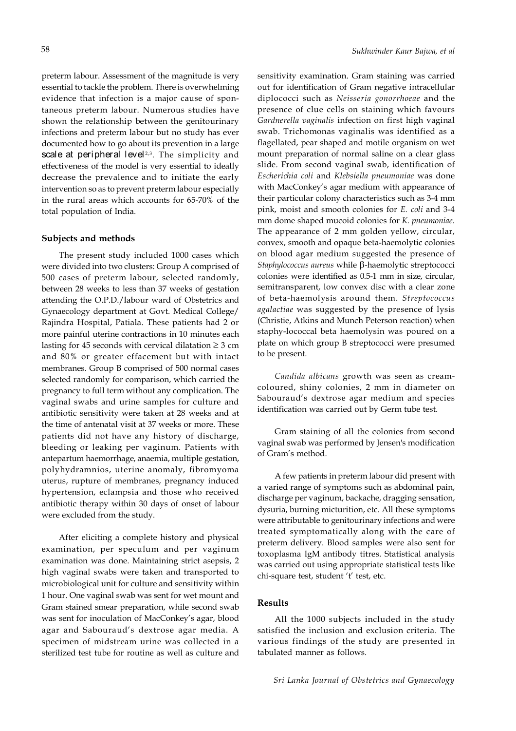preterm labour. Assessment of the magnitude is very essential to tackle the problem. There is overwhelming evidence that infection is a major cause of spontaneous preterm labour. Numerous studies have shown the relationship between the genitourinary infections and preterm labour but no study has ever documented how to go about its prevention in a large scale at peripheral level[2,3]. The simplicity and effectiveness of the model is very essential to ideally decrease the prevalence and to initiate the early intervention so as to prevent preterm labour especially in the rural areas which accounts for 65-70% of the total population of India.

### Subjects and methods

The present study included 1000 cases which were divided into two clusters: Group A comprised of 500 cases of preterm labour, selected randomly, between 28 weeks to less than 37 weeks of gestation attending the O.P.D./labour ward of Obstetrics and Gynaecology department at Govt. Medical College/ Rajindra Hospital, Patiala. These patients had 2 or more painful uterine contractions in 10 minutes each lasting for 45 seconds with cervical dilatation $\geq$ 3 cm and 80% or greater effacement but with intact membranes. Group B comprised of 500 normal cases selected randomly for comparison, which carried the pregnancy to full term without any complication. The vaginal swabs and urine samples for culture and antibiotic sensitivity were taken at 28 weeks and at the time of antenatal visit at 37 weeks or more. These patients did not have any history of discharge, bleeding or leaking per vaginum. Patients with antepartum haemorrhage, anaemia, multiple gestation, polyhydramnios, uterine anomaly, fibromyoma uterus, rupture of membranes, pregnancy induced hypertension, eclampsia and those who received antibiotic therapy within 30 days of onset of labour were excluded from the study.

After eliciting a complete history and physical examination, per speculum and per vaginum examination was done. Maintaining strict asepsis, 2 high vaginal swabs were taken and transported to microbiological unit for culture and sensitivity within 1 hour. One vaginal swab was sent for wet mount and Gram stained smear preparation, while second swab was sent for inoculation of MacConkey's agar, blood agar and Sabouraud's dextrose agar media. A specimen of midstream urine was collected in a sterilized test tube for routine as well as culture and sensitivity examination. Gram staining was carried out for identification of Gram negative intracellular diplococci such as *Neisseria gonorrhoeae* and the presence of clue cells on staining which favours *Gardnerella vaginalis* infection on first high vaginal swab. Trichomonas vaginalis was identified as a flagellated, pear shaped and motile organism on wet mount preparation of normal saline on a clear glass slide. From second vaginal swab, identification of *Escherichia coli* and *Klebsiella pneumoniae* was done with MacConkey's agar medium with appearance of their particular colony characteristics such as 3-4 mm pink, moist and smooth colonies for *E. coli* and 3-4 mm dome shaped mucoid colonies for *K. pneumoniae*. The appearance of 2 mm golden yellow, circular, convex, smooth and opaque beta-haemolytic colonies on blood agar medium suggested the presence of *Staphylococcus aureus* while β-haemolytic streptococci colonies were identified as 0.5-1 mm in size, circular, semitransparent, low convex disc with a clear zone of beta-haemolysis around them. *Streptococcus agalactiae* was suggested by the presence of lysis (Christie, Atkins and Munch Peterson reaction) when staphy-lococcal beta haemolysin was poured on a plate on which group B streptococci were presumed to be present.

*Candida albicans* growth was seen as cream-coloured, shiny colonies, 2 mm in diameter on Sabouraud's dextrose agar medium and species identification was carried out by Germ tube test.

Gram staining of all the colonies from second vaginal swab was performed by Jensen's modification of Gram's method.

A few patients in preterm labour did present with a varied range of symptoms such as abdominal pain, discharge per vaginum, backache, dragging sensation, dysuria, burning micturition, etc. All these symptoms were attributable to genitourinary infections and were treated symptomatically along with the care of preterm delivery. Blood samples were also sent for toxoplasma IgM antibody titres. Statistical analysis was carried out using appropriate statistical tests like chi-square test, student 't' test, etc.

### Results

All the 1000 subjects included in the study satisfied the inclusion and exclusion criteria. The various findings of the study are presented in tabulated manner as follows.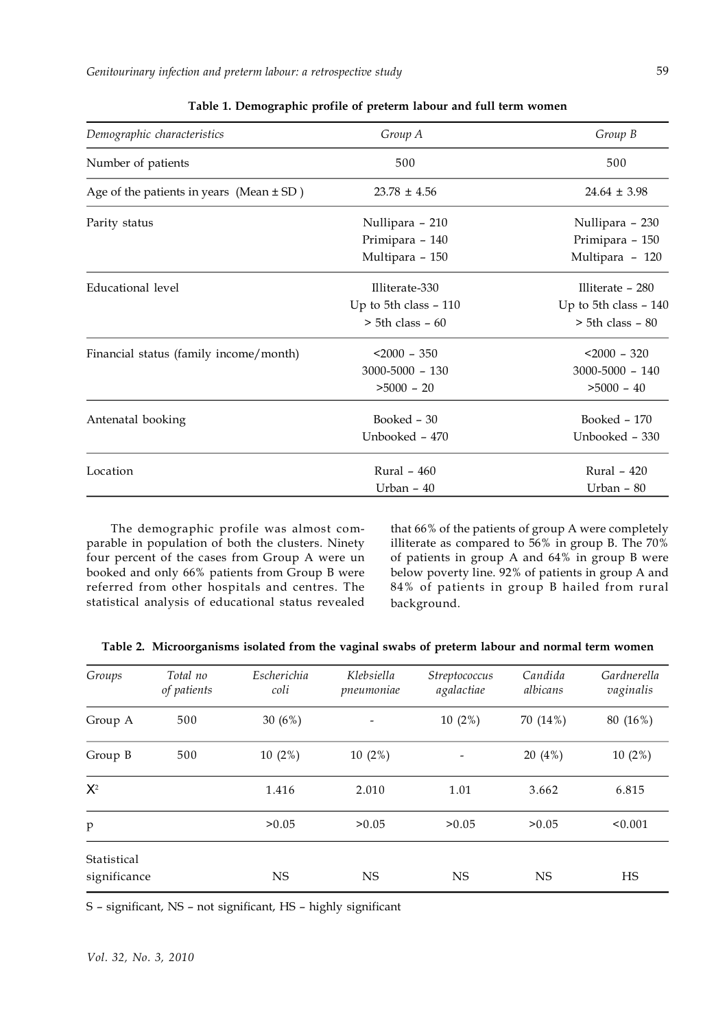**Table 1. Demographic profile of preterm labour and full term women**

| *Demographic characteristics* | *Group A* | *Group B* |
|---|---|---|
| Number of patients | 500 | 500 |
| Age of the patients in years (Mean ± SD ) | 23.78 ± 4.56 | 24.64 ± 3.98 |
| Parity status | Nullipara – 210<br>Primipara – 140<br>Multipara – 150 | Nullipara – 230<br>Primipara – 150<br>Multipara – 120 |
| Educational level | Illiterate-330<br>Up to 5th class – 110<br>> 5th class – 60 | Illiterate – 280<br>Up to 5th class – 140<br>> 5th class – 80 |
| Financial status (family income/month) | <2000 – 350<br>3000-5000 – 130<br>>5000 – 20 | <2000 – 320<br>3000-5000 – 140<br>>5000 – 40 |
| Antenatal booking | Booked – 30<br>Unbooked – 470 | Booked – 170<br>Unbooked – 330 |
| Location | Rural – 460<br>Urban – 40 | Rural – 420<br>Urban – 80 |

The demographic profile was almost comparable in population of both the clusters. Ninety four percent of the cases from Group A were un booked and only 66% patients from Group B were referred from other hospitals and centres. The statistical analysis of educational status revealed that 66% of the patients of group A were completely illiterate as compared to 56% in group B. The 70% of patients in group A and 64% in group B were below poverty line. 92% of patients in group A and 84% of patients in group B hailed from rural background.

**Table 2. Microorganisms isolated from the vaginal swabs of preterm labour and normal term women**

| *Groups* | *Total no of patients* | *Escherichia coli* | *Klebsiella pneumoniae* | *Streptococcus agalactiae* | *Candida albicans* | *Gardnerella vaginalis* |
|---|---|---|---|---|---|---|
| Group A | 500 | 30 (6%) | - | 10 (2%) | 70 (14%) | 80 (16%) |
| Group B | 500 | 10 (2%) | 10 (2%) | - | 20 (4%) | 10 (2%) |
| $X^2$ | | 1.416 | 2.010 | 1.01 | 3.662 | 6.815 |
| p | | >0.05 | >0.05 | >0.05 | >0.05 | <0.001 |
| Statistical significance | | NS | NS | NS | NS | HS |

S – significant, NS – not significant, HS – highly significant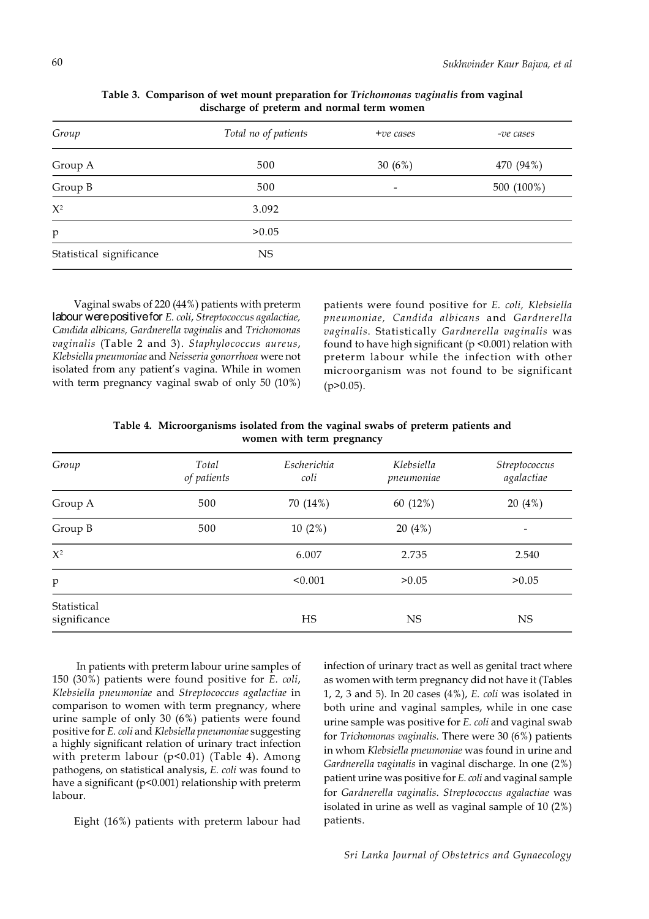**Table 3. Comparison of wet mount preparation for *Trichomonas vaginalis* from vaginal discharge of preterm and normal term women**

| *Group* | *Total no of patients* | *+ve cases* | *-ve cases* |
|---|---|---|---|
| Group A | 500 | 30 (6%) | 470 (94%) |
| Group B | 500 | - | 500 (100%) |
| $X^2$ | 3.092 | | |
| p | >0.05 | | |
| Statistical significance | NS | | |

Vaginal swabs of 220 (44%) patients with preterm labour were positive for *E. coli*, *Streptococcus agalactiae, Candida albicans, Gardnerella vaginalis* and *Trichomonas vaginalis* (Table 2 and 3). *Staphylococcus aureus*, *Klebsiella pneumoniae* and *Neisseria gonorrhoea* were not isolated from any patient's vagina. While in women with term pregnancy vaginal swab of only 50 (10%) patients were found positive for *E. coli, Klebsiella pneumoniae, Candida albicans* and *Gardnerella vaginalis*. Statistically *Gardnerella vaginalis* was found to have high significant ($p < 0.001$) relation with preterm labour while the infection with other microorganism was not found to be significant ($p > 0.05$).

**Table 4. Microorganisms isolated from the vaginal swabs of preterm patients and women with term pregnancy**

| *Group* | *Total of patients* | *Escherichia coli* | *Klebsiella pneumoniae* | *Streptococcus agalactiae* |
|---|---|---|---|---|
| Group A | 500 | 70 (14%) | 60 (12%) | 20 (4%) |
| Group B | 500 | 10 (2%) | 20 (4%) | - |
| $X^2$ | | 6.007 | 2.735 | 2.540 |
| p | | <0.001 | >0.05 | >0.05 |
| Statistical significance | | HS | NS | NS |

In patients with preterm labour urine samples of 150 (30%) patients were found positive for *E. coli*, *Klebsiella pneumoniae* and *Streptococcus agalactiae* in comparison to women with term pregnancy, where urine sample of only 30 (6%) patients were found positive for *E. coli* and *Klebsiella pneumoniae* suggesting a highly significant relation of urinary tract infection with preterm labour ($p < 0.01$) (Table 4). Among pathogens, on statistical analysis, *E. coli* was found to have a significant ($p < 0.001$) relationship with preterm labour.

Eight (16%) patients with preterm labour had infection of urinary tract as well as genital tract where as women with term pregnancy did not have it (Tables 1, 2, 3 and 5). In 20 cases (4%), *E. coli* was isolated in both urine and vaginal samples, while in one case urine sample was positive for *E. coli* and vaginal swab for *Trichomonas vaginalis*. There were 30 (6%) patients in whom *Klebsiella pneumoniae* was found in urine and *Gardnerella vaginalis* in vaginal discharge. In one (2%) patient urine was positive for *E. coli* and vaginal sample for *Gardnerella vaginalis*. *Streptococcus agalactiae* was isolated in urine as well as vaginal sample of 10 (2%) patients.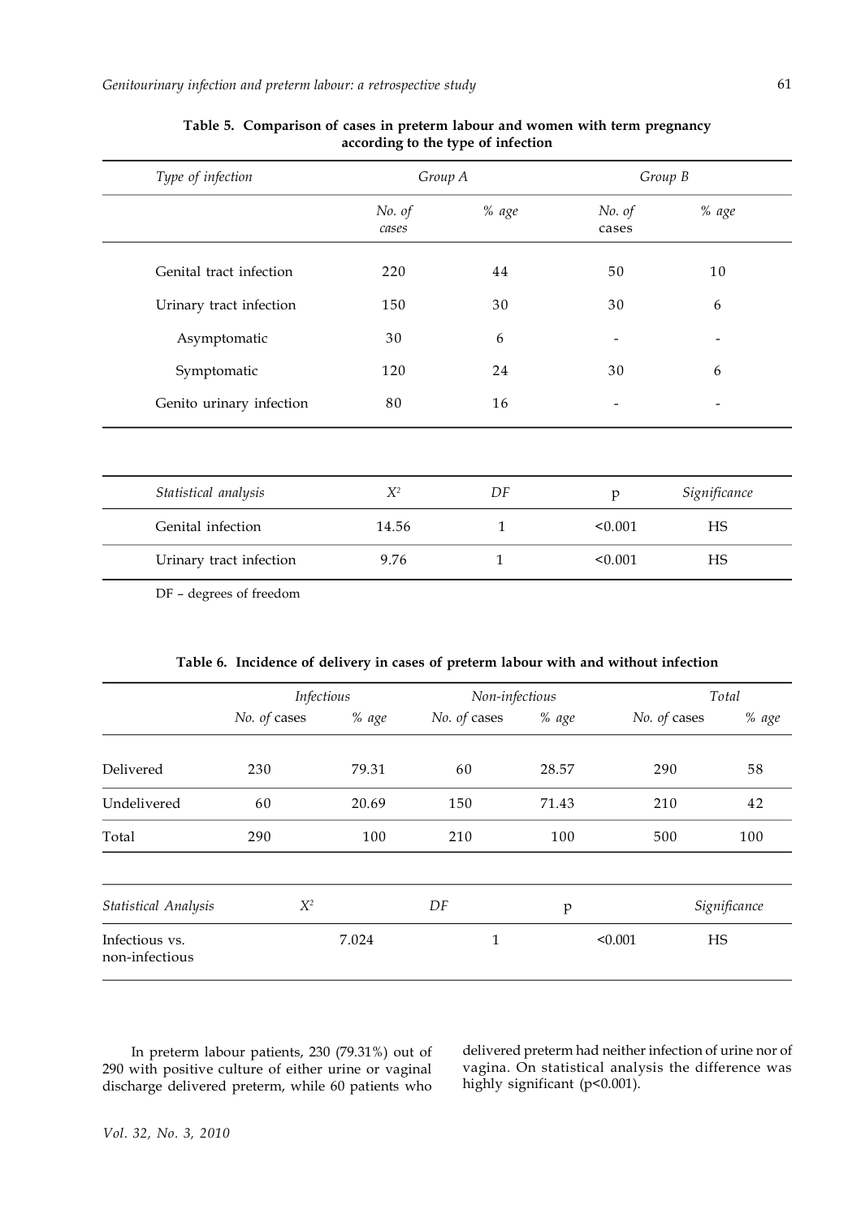**Table 5. Comparison of cases in preterm labour and women with term pregnancy according to the type of infection**

| *Type of infection* | *Group A* | | *Group B* | |
|---|---|---|---|---|
| | *No. of cases* | *% age* | *No. of cases* | *% age* |
| Genital tract infection | 220 | 44 | 50 | 10 |
| Urinary tract infection | 150 | 30 | 30 | 6 |
| Asymptomatic | 30 | 6 | - | - |
| Symptomatic | 120 | 24 | 30 | 6 |
| Genito urinary infection | 80 | 16 | - | - |

| *Statistical analysis* | $X^2$ | *DF* | p | *Significance* |
|---|---|---|---|---|
| Genital infection | 14.56 | 1 | <0.001 | HS |
| Urinary tract infection | 9.76 | 1 | <0.001 | HS |

DF – degrees of freedom

**Table 6. Incidence of delivery in cases of preterm labour with and without infection**

| | *Infectious* | | *Non-infectious* | | *Total* | |
|---|---|---|---|---|---|---|
| | *No. of* cases | *% age* | *No. of* cases | *% age* | *No. of* cases | *% age* |
| Delivered | 230 | 79.31 | 60 | 28.57 | 290 | 58 |
| Undelivered | 60 | 20.69 | 150 | 71.43 | 210 | 42 |
| Total | 290 | 100 | 210 | 100 | 500 | 100 |

| *Statistical Analysis* | $X^2$ | *DF* | p | *Significance* |
|---|---|---|---|---|
| Infectious vs. non-infectious | 7.024 | 1 | <0.001 | HS |

In preterm labour patients, 230 (79.31%) out of 290 with positive culture of either urine or vaginal discharge delivered preterm, while 60 patients who delivered preterm had neither infection of urine nor of vagina. On statistical analysis the difference was highly significant (p<0.001).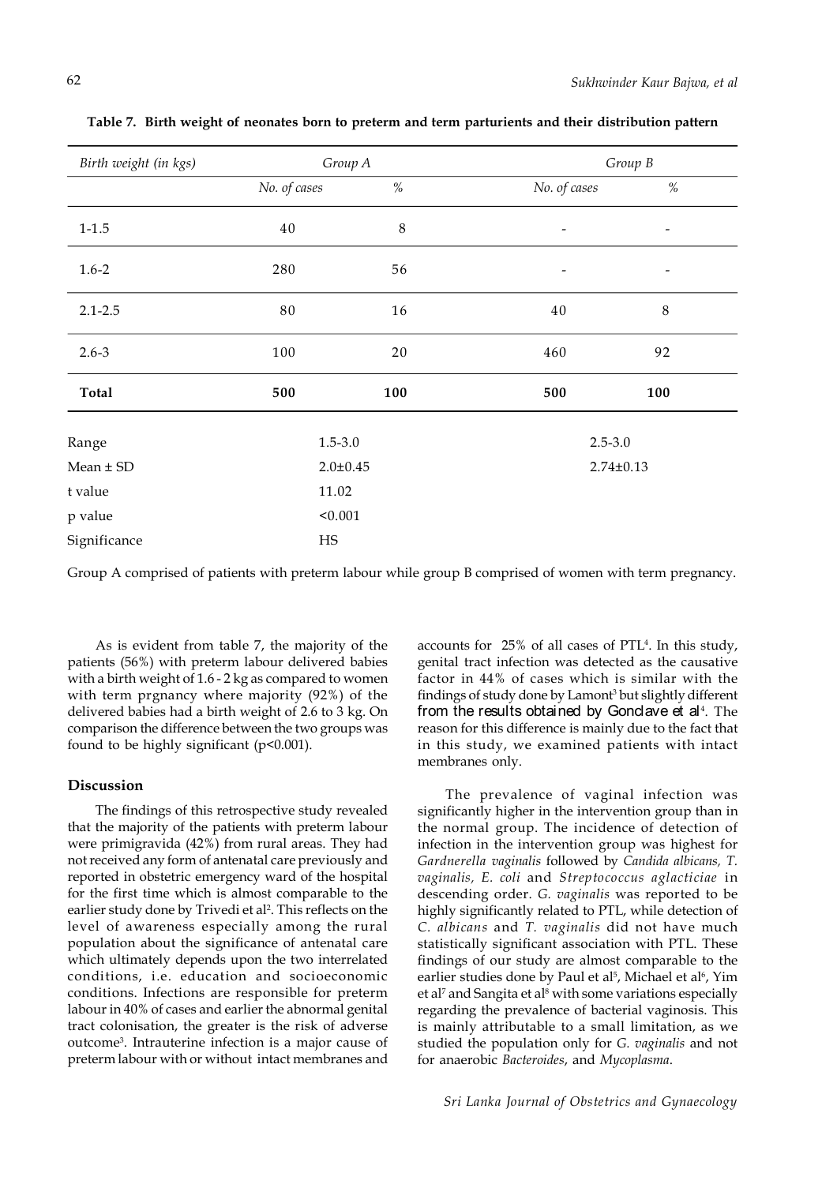**Table 7. Birth weight of neonates born to preterm and term parturients and their distribution pattern**

| *Birth weight (in kgs)* | *Group A* | | *Group B* | |
|---|---|---|---|---|
| | *No. of cases* | *%* | *No. of cases* | *%* |
| 1-1.5 | 40 | 8 | - | - |
| 1.6-2 | 280 | 56 | - | - |
| 2.1-2.5 | 80 | 16 | 40 | 8 |
| 2.6-3 | 100 | 20 | 460 | 92 |
| **Total** | **500** | **100** | **500** | **100** |
| Range | 1.5-3.0 | | 2.5-3.0 | |
| Mean ± SD | 2.0±0.45 | | 2.74±0.13 | |
| t value | 11.02 | | | |
| p value | <0.001 | | | |
| Significance | HS | | | |

Group A comprised of patients with preterm labour while group B comprised of women with term pregnancy.

As is evident from table 7, the majority of the patients (56%) with preterm labour delivered babies with a birth weight of 1.6 - 2 kg as compared to women with term prgnancy where majority (92%) of the delivered babies had a birth weight of 2.6 to 3 kg. On comparison the difference between the two groups was found to be highly significant (p<0.001).

## Discussion

The findings of this retrospective study revealed that the majority of the patients with preterm labour were primigravida (42%) from rural areas. They had not received any form of antenatal care previously and reported in obstetric emergency ward of the hospital for the first time which is almost comparable to the earlier study done by Trivedi et al[2]. This reflects on the level of awareness especially among the rural population about the significance of antenatal care which ultimately depends upon the two interrelated conditions, i.e. education and socioeconomic conditions. Infections are responsible for preterm labour in 40% of cases and earlier the abnormal genital tract colonisation, the greater is the risk of adverse outcome[3]. Intrauterine infection is a major cause of preterm labour with or without intact membranes and accounts for 25% of all cases of PTL[4]. In this study, genital tract infection was detected as the causative factor in 44% of cases which is similar with the findings of study done by Lamont[3] but slightly different from the results obtained by Gondave et al[4]. The reason for this difference is mainly due to the fact that in this study, we examined patients with intact membranes only.

The prevalence of vaginal infection was significantly higher in the intervention group than in the normal group. The incidence of detection of infection in the intervention group was highest for *Gardnerella vaginalis* followed by *Candida albicans, T. vaginalis, E. coli* and *Streptococcus aglacticiae* in descending order. *G. vaginalis* was reported to be highly significantly related to PTL, while detection of *C. albicans* and *T. vaginalis* did not have much statistically significant association with PTL. These findings of our study are almost comparable to the earlier studies done by Paul et al[5], Michael et al[6], Yim et al[7] and Sangita et al[8] with some variations especially regarding the prevalence of bacterial vaginosis. This is mainly attributable to a small limitation, as we studied the population only for *G. vaginalis* and not for anaerobic *Bacteroides*, and *Mycoplasma*.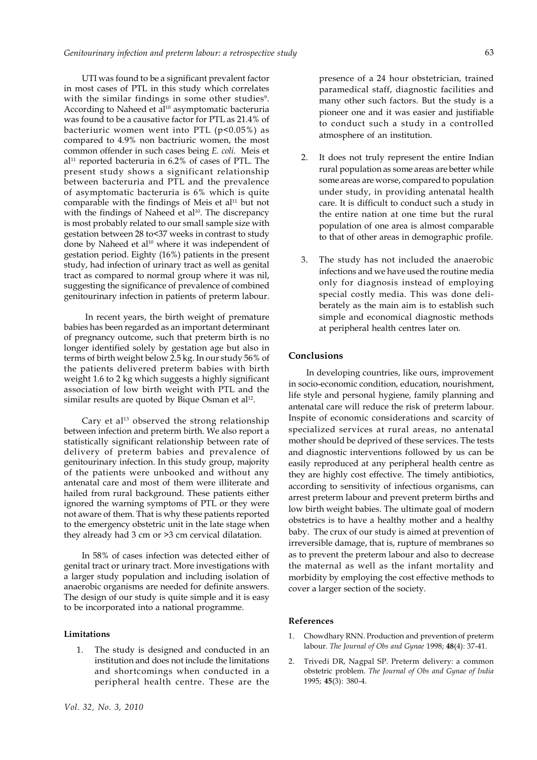UTI was found to be a significant prevalent factor in most cases of PTL in this study which correlates with the similar findings in some other studies[9]. According to Naheed et al[10] asymptomatic bacteruria was found to be a causative factor for PTL as 21.4% of bacteriuric women went into PTL ($p<0.05\%$) as compared to 4.9% non bactriuric women, the most common offender in such cases being *E. coli.* Meis et al[11] reported bacteruria in 6.2% of cases of PTL. The present study shows a significant relationship between bacteruria and PTL and the prevalence of asymptomatic bacteruria is 6% which is quite comparable with the findings of Meis et al[11] but not with the findings of Naheed et al[10]. The discrepancy is most probably related to our small sample size with gestation between 28 to<37 weeks in contrast to study done by Naheed et al[10] where it was independent of gestation period. Eighty (16%) patients in the present study, had infection of urinary tract as well as genital tract as compared to normal group where it was nil, suggesting the significance of prevalence of combined genitourinary infection in patients of preterm labour.

In recent years, the birth weight of premature babies has been regarded as an important determinant of pregnancy outcome, such that preterm birth is no longer identified solely by gestation age but also in terms of birth weight below 2.5 kg. In our study 56% of the patients delivered preterm babies with birth weight 1.6 to 2 kg which suggests a highly significant association of low birth weight with PTL and the similar results are quoted by Bique Osman et al[12].

Cary et al[13] observed the strong relationship between infection and preterm birth. We also report a statistically significant relationship between rate of delivery of preterm babies and prevalence of genitourinary infection. In this study group, majority of the patients were unbooked and without any antenatal care and most of them were illiterate and hailed from rural background. These patients either ignored the warning symptoms of PTL or they were not aware of them. That is why these patients reported to the emergency obstetric unit in the late stage when they already had 3 cm or >3 cm cervical dilatation.

In 58% of cases infection was detected either of genital tract or urinary tract. More investigations with a larger study population and including isolation of anaerobic organisms are needed for definite answers. The design of our study is quite simple and it is easy to be incorporated into a national programme.

#### Limitations

1. The study is designed and conducted in an institution and does not include the limitations and shortcomings when conducted in a peripheral health centre. These are the presence of a 24 hour obstetrician, trained paramedical staff, diagnostic facilities and many other such factors. But the study is a pioneer one and it was easier and justifiable to conduct such a study in a controlled atmosphere of an institution.

2. It does not truly represent the entire Indian rural population as some areas are better while some areas are worse, compared to population under study, in providing antenatal health care. It is difficult to conduct such a study in the entire nation at one time but the rural population of one area is almost comparable to that of other areas in demographic profile.

3. The study has not included the anaerobic infections and we have used the routine media only for diagnosis instead of employing special costly media. This was done deliberately as the main aim is to establish such simple and economical diagnostic methods at peripheral health centres later on.

## Conclusions

In developing countries, like ours, improvement in socio-economic condition, education, nourishment, life style and personal hygiene, family planning and antenatal care will reduce the risk of preterm labour. Inspite of economic considerations and scarcity of specialized services at rural areas, no antenatal mother should be deprived of these services. The tests and diagnostic interventions followed by us can be easily reproduced at any peripheral health centre as they are highly cost effective. The timely antibiotics, according to sensitivity of infectious organisms, can arrest preterm labour and prevent preterm births and low birth weight babies. The ultimate goal of modern obstetrics is to have a healthy mother and a healthy baby. The crux of our study is aimed at prevention of irreversible damage, that is, rupture of membranes so as to prevent the preterm labour and also to decrease the maternal as well as the infant mortality and morbidity by employing the cost effective methods to cover a larger section of the society.

#### References

1. Chowdhary RNN. Production and prevention of preterm labour. *The Journal of Obs and Gynae* 1998; **48**(4): 37-41.
2. Trivedi DR, Nagpal SP. Preterm delivery: a common obstetric problem. *The Journal of Obs and Gynae of India* 1995; **45**(3): 380-4.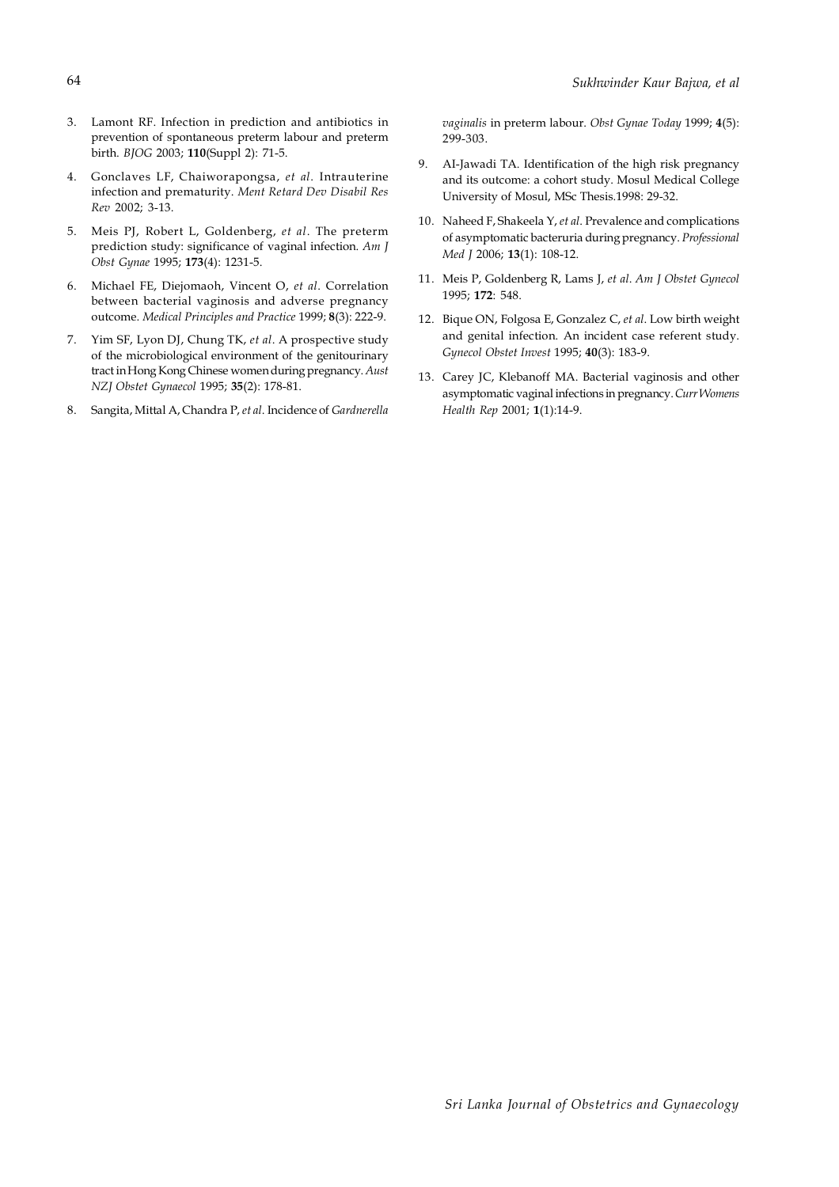3. Lamont RF. Infection in prediction and antibiotics in prevention of spontaneous preterm labour and preterm birth. *BJOG* 2003; **110**(Suppl 2): 71-5.

4. Gonclaves LF, Chaiworapongsa, *et al*. Intrauterine infection and prematurity. *Ment Retard Dev Disabil Res Rev* 2002; 3-13.

5. Meis PJ, Robert L, Goldenberg, *et al*. The preterm prediction study: significance of vaginal infection. *Am J Obst Gynae* 1995; **173**(4): 1231-5.

6. Michael FE, Diejomaoh, Vincent O, *et al*. Correlation between bacterial vaginosis and adverse pregnancy outcome. *Medical Principles and Practice* 1999; **8**(3): 222-9.

7. Yim SF, Lyon DJ, Chung TK, *et al*. A prospective study of the microbiological environment of the genitourinary tract in Hong Kong Chinese women during pregnancy. *Aust NZJ Obstet Gynaecol* 1995; **35**(2): 178-81.

8. Sangita, Mittal A, Chandra P, *et al*. Incidence of *Gardnerella vaginalis* in preterm labour. *Obst Gynae Today* 1999; **4**(5): 299-303.

9. AI-Jawadi TA. Identification of the high risk pregnancy and its outcome: a cohort study. Mosul Medical College University of Mosul, MSc Thesis.1998: 29-32.

10. Naheed F, Shakeela Y, *et al*. Prevalence and complications of asymptomatic bacteruria during pregnancy. *Professional Med J* 2006; **13**(1): 108-12.

11. Meis P, Goldenberg R, Lams J, *et al*. *Am J Obstet Gynecol* 1995; **172**: 548.

12. Bique ON, Folgosa E, Gonzalez C, *et al*. Low birth weight and genital infection. An incident case referent study. *Gynecol Obstet Invest* 1995; **40**(3): 183-9.

13. Carey JC, Klebanoff MA. Bacterial vaginosis and other asymptomatic vaginal infections in pregnancy. *Curr Womens Health Rep* 2001; **1**(1):14-9.